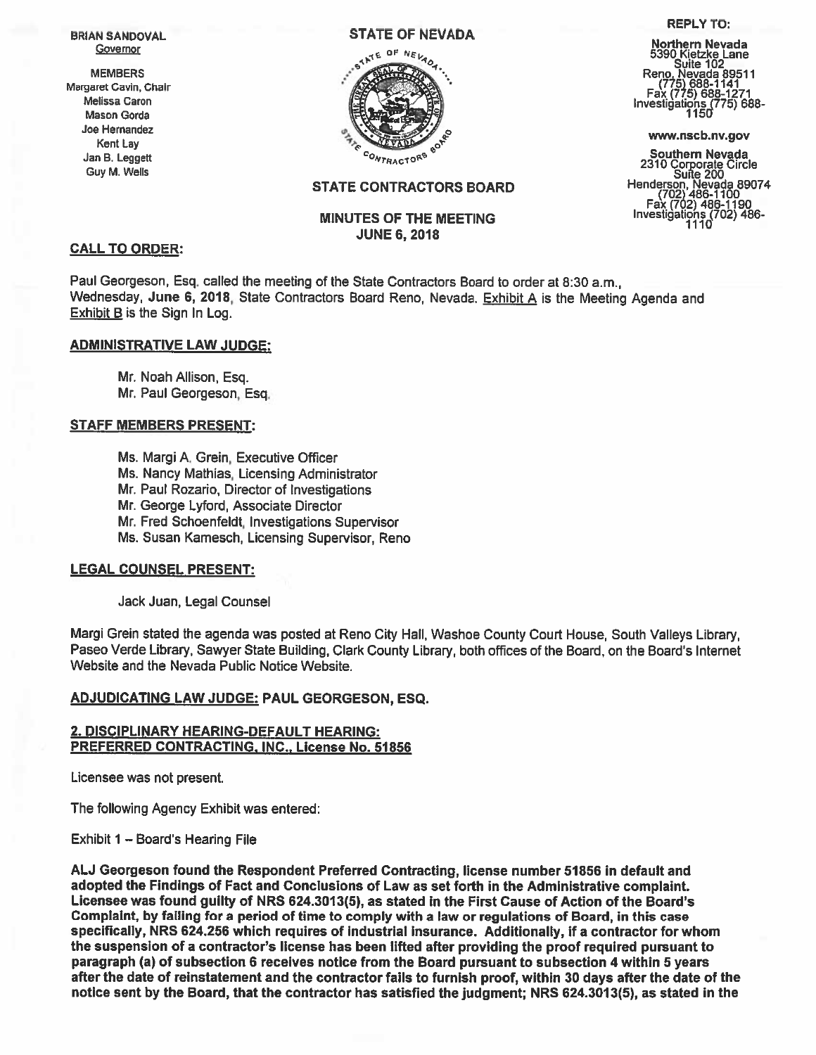**BRIAN SANDOVAL**
Governor

**MEMBERS**
Margaret Cavin, Chair
Melissa Caron
Mason Gorda
Joe Hernandez
Kent Lay
Jan B. Leggett
Guy M. Wells

# STATE OF NEVADA

## STATE CONTRACTORS BOARD

**REPLY TO:**

**Northern Nevada**
5390 Kietzke Lane
Suite 102
Reno, Nevada 89511
(775) 688-1141
Fax (775) 688-1271
Investigations (775) 688-1150

**www.nscb.nv.gov**

**Southern Nevada**
2310 Corporate Circle
Suite 200
Henderson, Nevada 89074
(702) 486-1100
Fax (702) 486-1190
Investigations (702) 486-1110

### MINUTES OF THE MEETING
### JUNE 6, 2018

**CALL TO ORDER:**

Paul Georgeson, Esq. called the meeting of the State Contractors Board to order at 8:30 a.m., Wednesday, **June 6, 2018**, State Contractors Board Reno, Nevada. Exhibit A is the Meeting Agenda and Exhibit B is the Sign In Log.

**ADMINISTRATIVE LAW JUDGE:**

Mr. Noah Allison, Esq.
Mr. Paul Georgeson, Esq.

**STAFF MEMBERS PRESENT:**

Ms. Margi A. Grein, Executive Officer
Ms. Nancy Mathias, Licensing Administrator
Mr. Paul Rozario, Director of Investigations
Mr. George Lyford, Associate Director
Mr. Fred Schoenfeldt, Investigations Supervisor
Ms. Susan Kamesch, Licensing Supervisor, Reno

**LEGAL COUNSEL PRESENT:**

Jack Juan, Legal Counsel

Margi Grein stated the agenda was posted at Reno City Hall, Washoe County Court House, South Valleys Library, Paseo Verde Library, Sawyer State Building, Clark County Library, both offices of the Board, on the Board's Internet Website and the Nevada Public Notice Website.

**ADJUDICATING LAW JUDGE: PAUL GEORGESON, ESQ.**

**2. DISCIPLINARY HEARING-DEFAULT HEARING:**
**PREFERRED CONTRACTING, INC., License No. 51856**

Licensee was not present.

The following Agency Exhibit was entered:

Exhibit 1 – Board's Hearing File

**ALJ Georgeson found the Respondent Preferred Contracting, license number 51856 in default and adopted the Findings of Fact and Conclusions of Law as set forth in the Administrative complaint. Licensee was found guilty of NRS 624.3013(5), as stated in the First Cause of Action of the Board's Complaint, by failing for a period of time to comply with a law or regulations of Board, in this case specifically, NRS 624.256 which requires of industrial insurance. Additionally, if a contractor for whom the suspension of a contractor's license has been lifted after providing the proof required pursuant to paragraph (a) of subsection 6 receives notice from the Board pursuant to subsection 4 within 5 years after the date of reinstatement and the contractor fails to furnish proof, within 30 days after the date of the notice sent by the Board, that the contractor has satisfied the judgment; NRS 624.3013(5), as stated in the**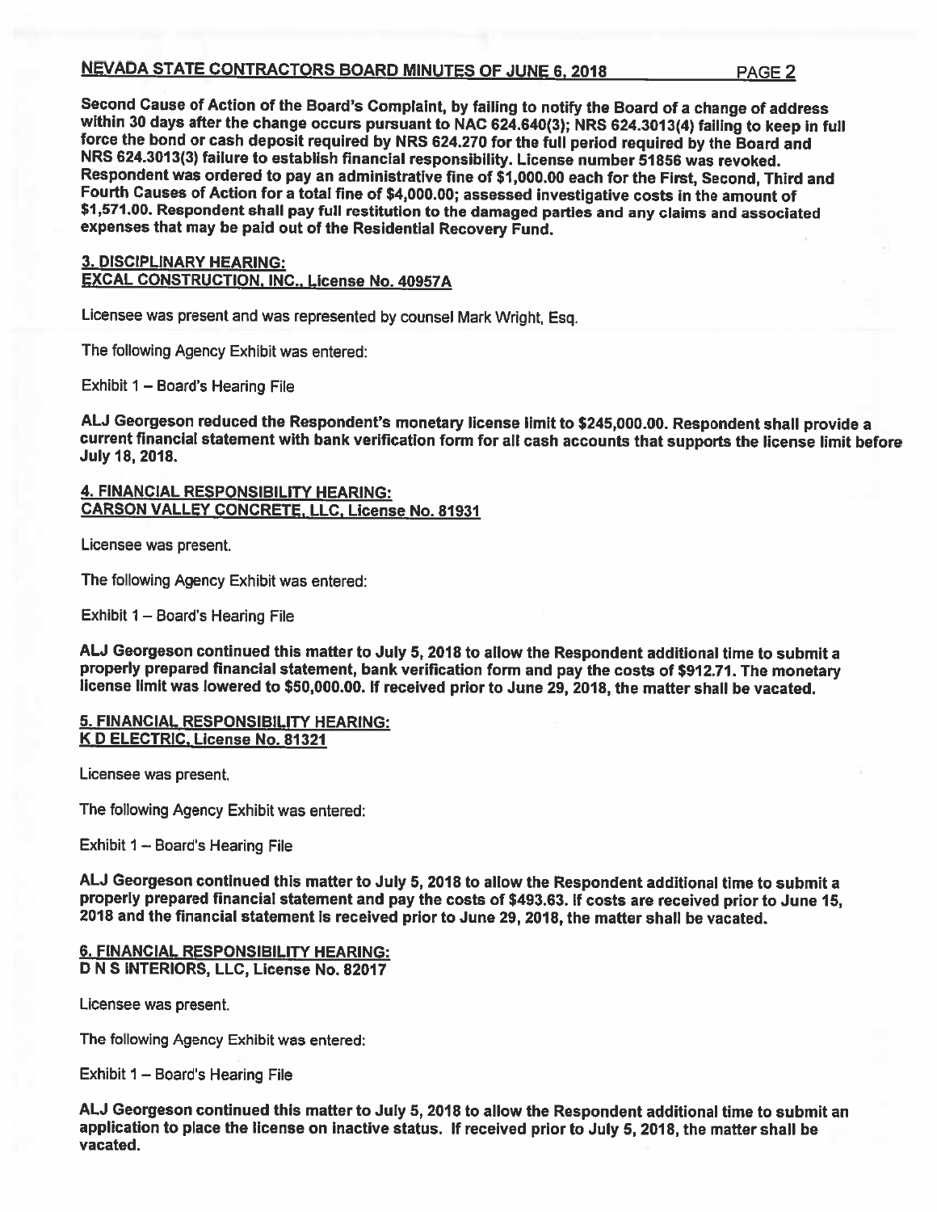Second Cause of Action of the Board's Complaint, by failing to notify the Board of a change of address within 30 days after the change occurs pursuant to NAC 624.640(3); NRS 624.3013(4) failing to keep in full force the bond or cash deposit required by NRS 624.270 for the full period required by the Board and NRS 624.3013(3) failure to establish financial responsibility. License number 51856 was revoked. Respondent was ordered to pay an administrative fine of $1,000.00 each for the First, Second, Third and Fourth Causes of Action for a total fine of $4,000.00; assessed investigative costs in the amount of $1,571.00. Respondent shall pay full restitution to the damaged parties and any claims and associated expenses that may be paid out of the Residential Recovery Fund.

**3. DISCIPLINARY HEARING:**
**EXCAL CONSTRUCTION, INC., License No. 40957A**

Licensee was present and was represented by counsel Mark Wright, Esq.

The following Agency Exhibit was entered:

Exhibit 1 – Board's Hearing File

**ALJ Georgeson reduced the Respondent's monetary license limit to $245,000.00. Respondent shall provide a current financial statement with bank verification form for all cash accounts that supports the license limit before July 18, 2018.**

**4. FINANCIAL RESPONSIBILITY HEARING:**
**CARSON VALLEY CONCRETE, LLC, License No. 81931**

Licensee was present.

The following Agency Exhibit was entered:

Exhibit 1 – Board's Hearing File

**ALJ Georgeson continued this matter to July 5, 2018 to allow the Respondent additional time to submit a properly prepared financial statement, bank verification form and pay the costs of $912.71. The monetary license limit was lowered to $50,000.00. If received prior to June 29, 2018, the matter shall be vacated.**

**5. FINANCIAL RESPONSIBILITY HEARING:**
**K D ELECTRIC, License No. 81321**

Licensee was present.

The following Agency Exhibit was entered:

Exhibit 1 – Board's Hearing File

**ALJ Georgeson continued this matter to July 5, 2018 to allow the Respondent additional time to submit a properly prepared financial statement and pay the costs of $493.63. If costs are received prior to June 15, 2018 and the financial statement is received prior to June 29, 2018, the matter shall be vacated.**

**6. FINANCIAL RESPONSIBILITY HEARING:**
**D N S INTERIORS, LLC, License No. 82017**

Licensee was present.

The following Agency Exhibit was entered:

Exhibit 1 – Board's Hearing File

**ALJ Georgeson continued this matter to July 5, 2018 to allow the Respondent additional time to submit an application to place the license on inactive status. If received prior to July 5, 2018, the matter shall be vacated.**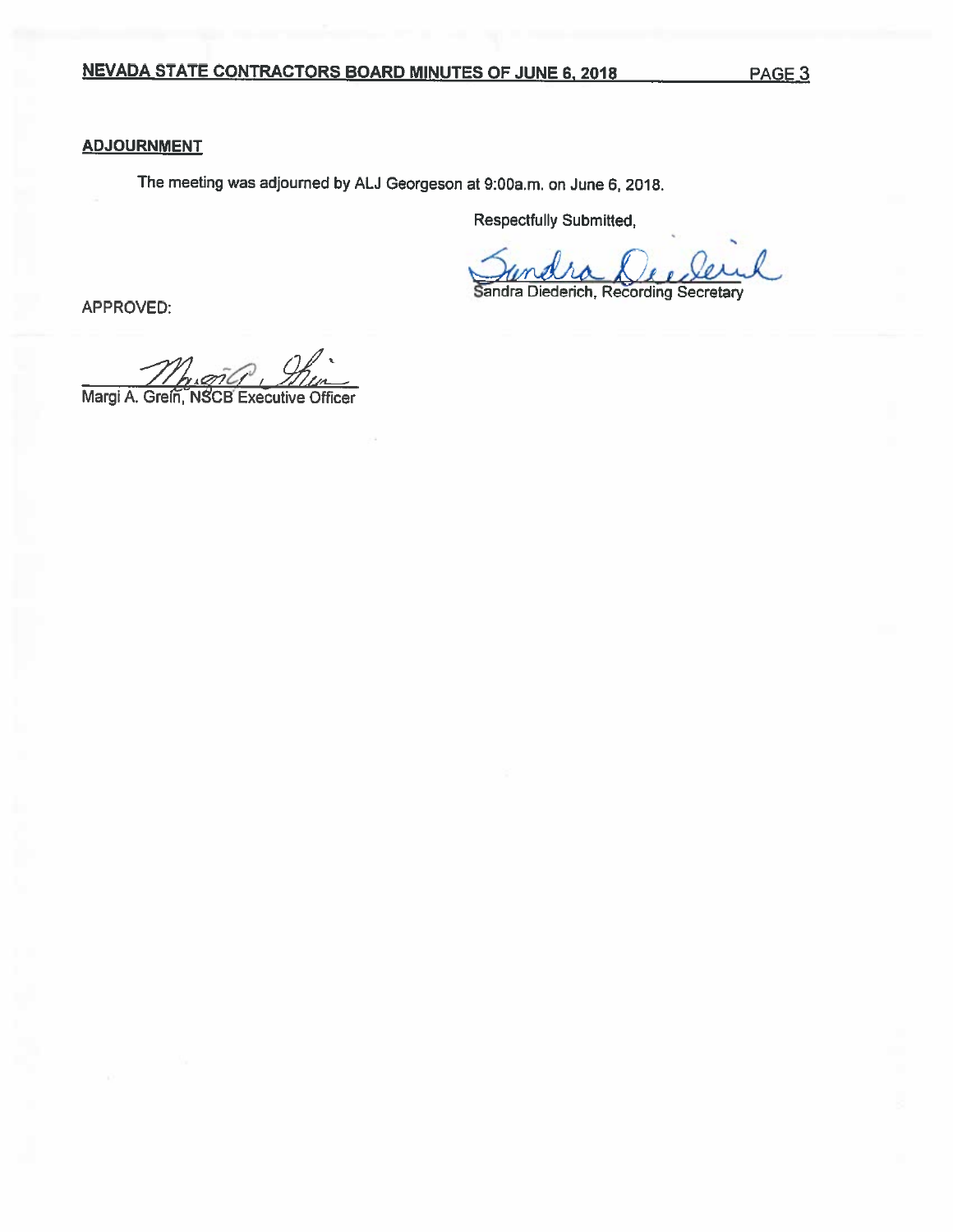## ADJOURNMENT

The meeting was adjourned by ALJ Georgeson at 9:00a.m. on June 6, 2018.

Respectfully Submitted,

Sandra Diederich, Recording Secretary

APPROVED:

Margi A. Grein, NSCB Executive Officer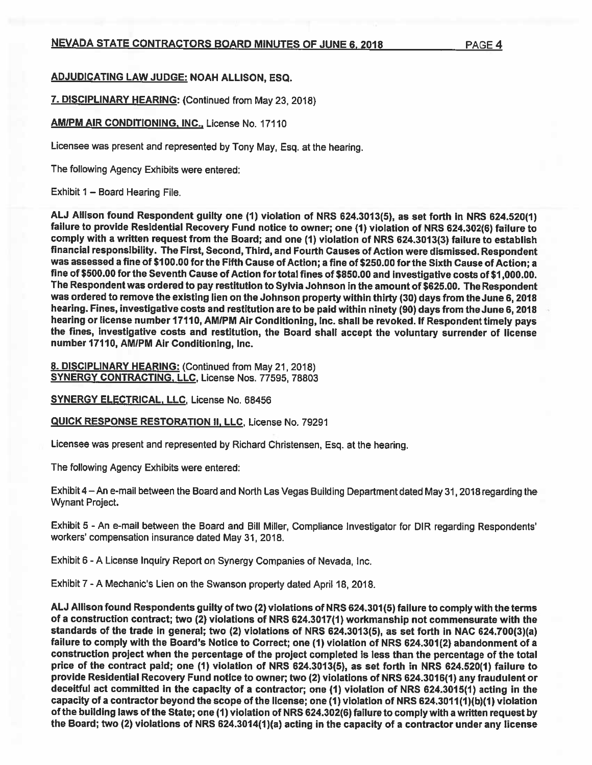**ADJUDICATING LAW JUDGE: NOAH ALLISON, ESQ.**

**7. DISCIPLINARY HEARING:** (Continued from May 23, 2018)

**AM/PM AIR CONDITIONING, INC.,** License No. 17110

Licensee was present and represented by Tony May, Esq. at the hearing.

The following Agency Exhibits were entered:

Exhibit 1 – Board Hearing File.

**ALJ Allison found Respondent guilty one (1) violation of NRS 624.3013(5), as set forth in NRS 624.520(1) failure to provide Residential Recovery Fund notice to owner; one (1) violation of NRS 624.302(6) failure to comply with a written request from the Board; and one (1) violation of NRS 624.3013(3) failure to establish financial responsibility. The First, Second, Third, and Fourth Causes of Action were dismissed. Respondent was assessed a fine of $100.00 for the Fifth Cause of Action; a fine of $250.00 for the Sixth Cause of Action; a fine of $500.00 for the Seventh Cause of Action for total fines of $850.00 and investigative costs of $1,000.00. The Respondent was ordered to pay restitution to Sylvia Johnson in the amount of $625.00. The Respondent was ordered to remove the existing lien on the Johnson property within thirty (30) days from the June 6, 2018 hearing. Fines, investigative costs and restitution are to be paid within ninety (90) days from the June 6, 2018 hearing or license number 17110, AM/PM Air Conditioning, Inc. shall be revoked. If Respondent timely pays the fines, investigative costs and restitution, the Board shall accept the voluntary surrender of license number 17110, AM/PM Air Conditioning, Inc.**

**8. DISCIPLINARY HEARING:** (Continued from May 21, 2018)
**SYNERGY CONTRACTING, LLC,** License Nos. 77595, 78803

**SYNERGY ELECTRICAL, LLC,** License No. 68456

**QUICK RESPONSE RESTORATION II, LLC,** License No. 79291

Licensee was present and represented by Richard Christensen, Esq. at the hearing.

The following Agency Exhibits were entered:

Exhibit 4 – An e-mail between the Board and North Las Vegas Building Department dated May 31, 2018 regarding the Wynant Project.

Exhibit 5 - An e-mail between the Board and Bill Miller, Compliance Investigator for DIR regarding Respondents' workers' compensation insurance dated May 31, 2018.

Exhibit 6 - A License Inquiry Report on Synergy Companies of Nevada, Inc.

Exhibit 7 - A Mechanic's Lien on the Swanson property dated April 18, 2018.

**ALJ Allison found Respondents guilty of two (2) violations of NRS 624.301(5) failure to comply with the terms of a construction contract; two (2) violations of NRS 624.3017(1) workmanship not commensurate with the standards of the trade in general; two (2) violations of NRS 624.3013(5), as set forth in NAC 624.700(3)(a) failure to comply with the Board's Notice to Correct; one (1) violation of NRS 624.301(2) abandonment of a construction project when the percentage of the project completed is less than the percentage of the total price of the contract paid; one (1) violation of NRS 624.3013(5), as set forth in NRS 624.520(1) failure to provide Residential Recovery Fund notice to owner; two (2) violations of NRS 624.3016(1) any fraudulent or deceitful act committed in the capacity of a contractor; one (1) violation of NRS 624.3015(1) acting in the capacity of a contractor beyond the scope of the license; one (1) violation of NRS 624.3011(1)(b)(1) violation of the building laws of the State; one (1) violation of NRS 624.302(6) failure to comply with a written request by the Board; two (2) violations of NRS 624.3014(1)(a) acting in the capacity of a contractor under any license**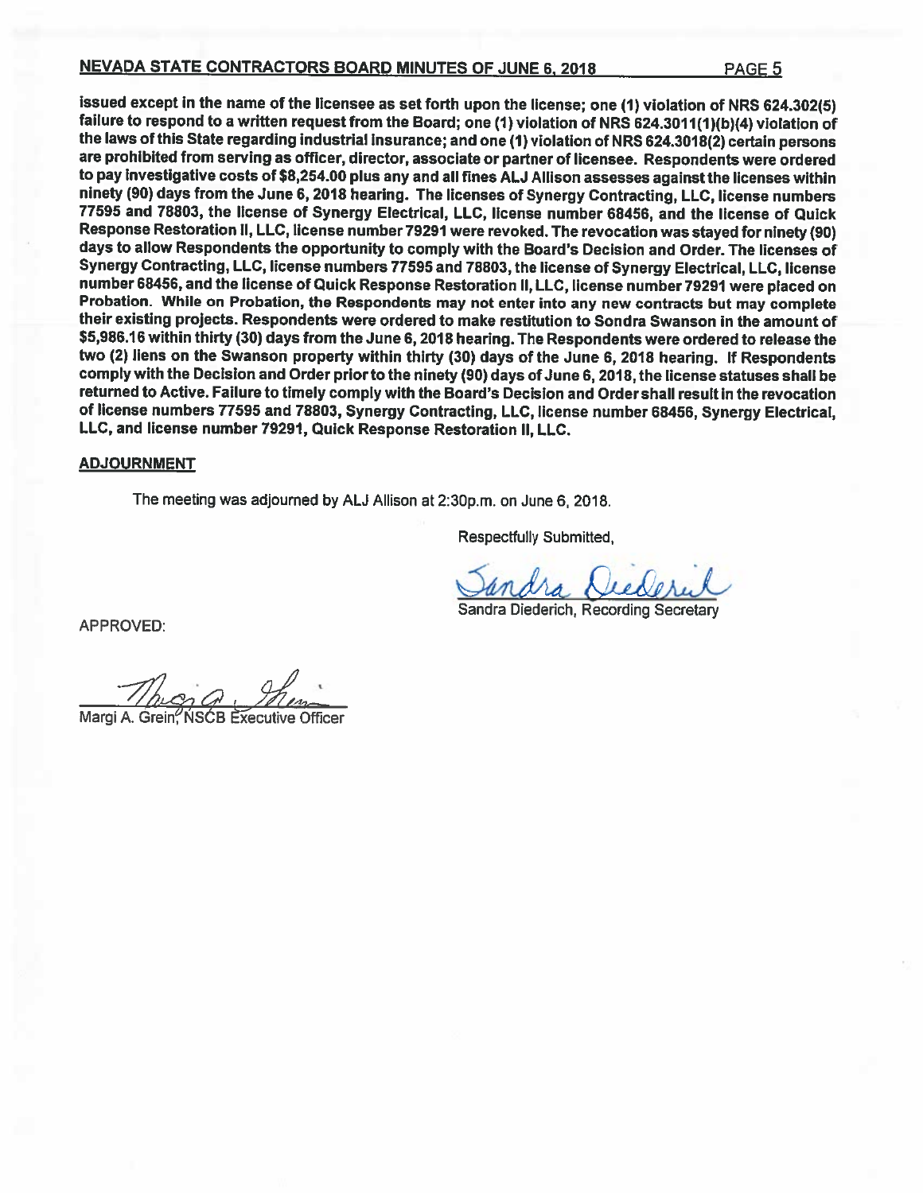**issued except in the name of the licensee as set forth upon the license; one (1) violation of NRS 624.302(5) failure to respond to a written request from the Board; one (1) violation of NRS 624.3011(1)(b)(4) violation of the laws of this State regarding industrial insurance; and one (1) violation of NRS 624.3018(2) certain persons are prohibited from serving as officer, director, associate or partner of licensee. Respondents were ordered to pay investigative costs of $8,254.00 plus any and all fines ALJ Allison assesses against the licenses within ninety (90) days from the June 6, 2018 hearing. The licenses of Synergy Contracting, LLC, license numbers 77595 and 78803, the license of Synergy Electrical, LLC, license number 68456, and the license of Quick Response Restoration II, LLC, license number 79291 were revoked. The revocation was stayed for ninety (90) days to allow Respondents the opportunity to comply with the Board's Decision and Order. The licenses of Synergy Contracting, LLC, license numbers 77595 and 78803, the license of Synergy Electrical, LLC, license number 68456, and the license of Quick Response Restoration II, LLC, license number 79291 were placed on Probation. While on Probation, the Respondents may not enter into any new contracts but may complete their existing projects. Respondents were ordered to make restitution to Sondra Swanson in the amount of $5,986.16 within thirty (30) days from the June 6, 2018 hearing. The Respondents were ordered to release the two (2) liens on the Swanson property within thirty (30) days of the June 6, 2018 hearing. If Respondents comply with the Decision and Order prior to the ninety (90) days of June 6, 2018, the license statuses shall be returned to Active. Failure to timely comply with the Board's Decision and Order shall result in the revocation of license numbers 77595 and 78803, Synergy Contracting, LLC, license number 68456, Synergy Electrical, LLC, and license number 79291, Quick Response Restoration II, LLC.**

## ADJOURNMENT

The meeting was adjourned by ALJ Allison at 2:30p.m. on June 6, 2018.

Respectfully Submitted,

Sandra Diederich, Recording Secretary

APPROVED:

Margi A. Grein, NSCB Executive Officer